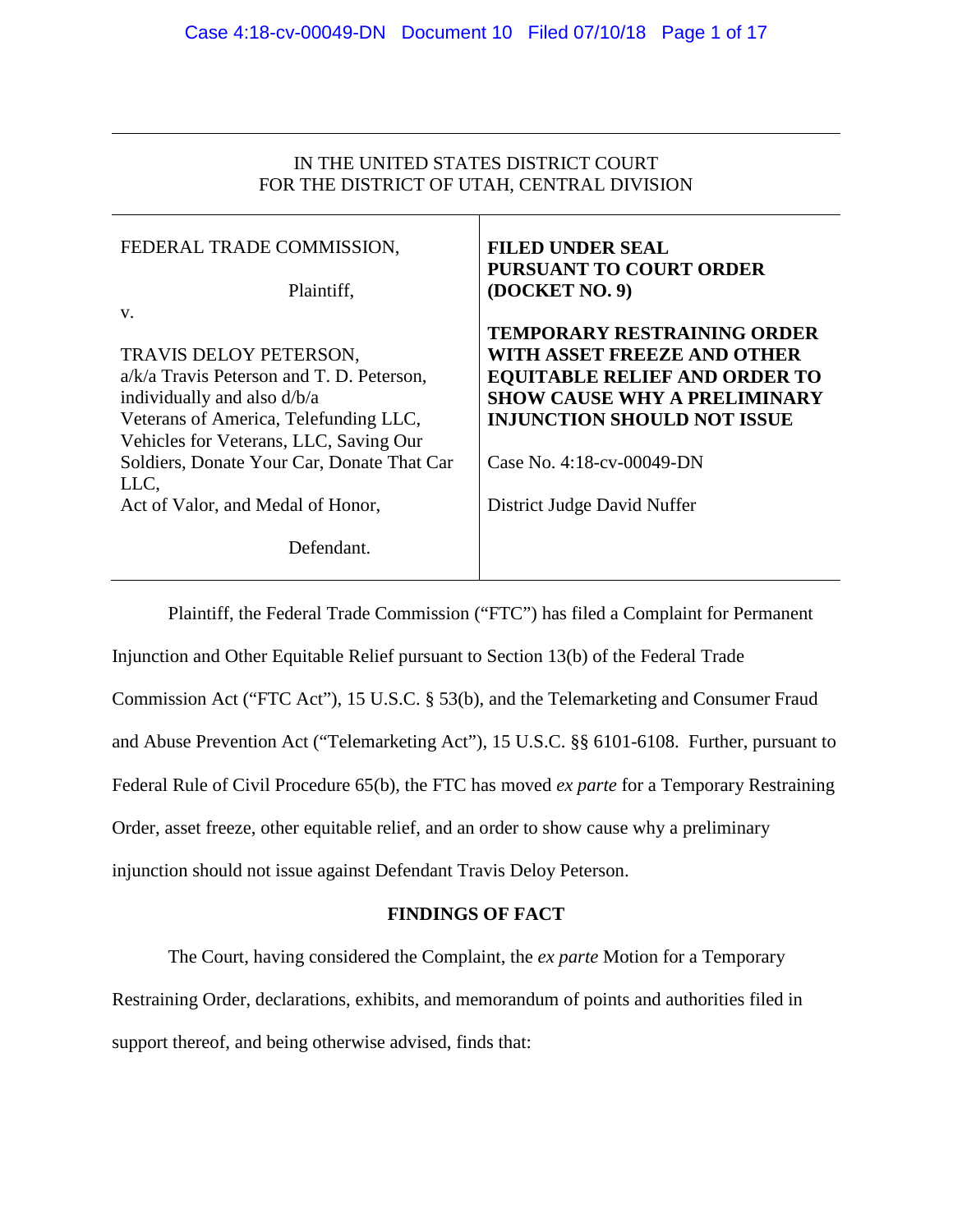IN THE UNITED STATES DISTRICT COURT
FOR THE DISTRICT OF UTAH, CENTRAL DIVISION

| | |
|---|---|
| FEDERAL TRADE COMMISSION,<br><br>Plaintiff,<br><br>v.<br><br>TRAVIS DELOY PETERSON,<br>a/k/a Travis Peterson and T. D. Peterson,<br>individually and also d/b/a<br>Veterans of America, Telefunding LLC,<br>Vehicles for Veterans, LLC, Saving Our<br>Soldiers, Donate Your Car, Donate That Car<br>LLC,<br>Act of Valor, and Medal of Honor,<br><br>Defendant. | **FILED UNDER SEAL PURSUANT TO COURT ORDER (DOCKET NO. 9)**<br><br>**TEMPORARY RESTRAINING ORDER WITH ASSET FREEZE AND OTHER EQUITABLE RELIEF AND ORDER TO SHOW CAUSE WHY A PRELIMINARY INJUNCTION SHOULD NOT ISSUE**<br><br>Case No. 4:18-cv-00049-DN<br><br>District Judge David Nuffer |

Plaintiff, the Federal Trade Commission ("FTC") has filed a Complaint for Permanent Injunction and Other Equitable Relief pursuant to Section 13(b) of the Federal Trade Commission Act ("FTC Act"), 15 U.S.C. § 53(b), and the Telemarketing and Consumer Fraud and Abuse Prevention Act ("Telemarketing Act"), 15 U.S.C. §§ 6101-6108. Further, pursuant to Federal Rule of Civil Procedure 65(b), the FTC has moved *ex parte* for a Temporary Restraining Order, asset freeze, other equitable relief, and an order to show cause why a preliminary injunction should not issue against Defendant Travis Deloy Peterson.

## FINDINGS OF FACT

The Court, having considered the Complaint, the *ex parte* Motion for a Temporary Restraining Order, declarations, exhibits, and memorandum of points and authorities filed in support thereof, and being otherwise advised, finds that: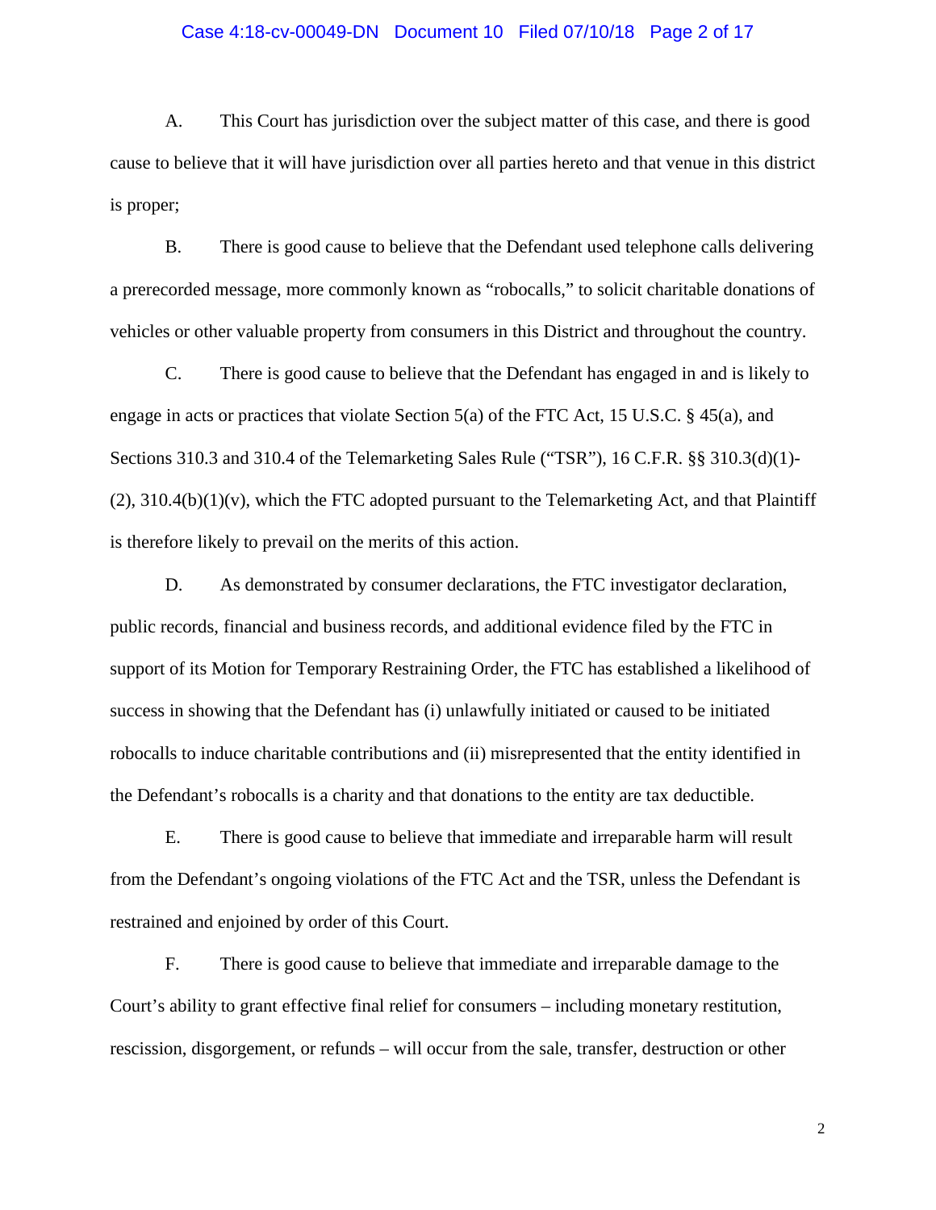A. This Court has jurisdiction over the subject matter of this case, and there is good cause to believe that it will have jurisdiction over all parties hereto and that venue in this district is proper;

B. There is good cause to believe that the Defendant used telephone calls delivering a prerecorded message, more commonly known as "robocalls," to solicit charitable donations of vehicles or other valuable property from consumers in this District and throughout the country.

C. There is good cause to believe that the Defendant has engaged in and is likely to engage in acts or practices that violate Section 5(a) of the FTC Act, 15 U.S.C. § 45(a), and Sections 310.3 and 310.4 of the Telemarketing Sales Rule ("TSR"), 16 C.F.R. §§ 310.3(d)(1)-(2), 310.4(b)(1)(v), which the FTC adopted pursuant to the Telemarketing Act, and that Plaintiff is therefore likely to prevail on the merits of this action.

D. As demonstrated by consumer declarations, the FTC investigator declaration, public records, financial and business records, and additional evidence filed by the FTC in support of its Motion for Temporary Restraining Order, the FTC has established a likelihood of success in showing that the Defendant has (i) unlawfully initiated or caused to be initiated robocalls to induce charitable contributions and (ii) misrepresented that the entity identified in the Defendant's robocalls is a charity and that donations to the entity are tax deductible.

E. There is good cause to believe that immediate and irreparable harm will result from the Defendant's ongoing violations of the FTC Act and the TSR, unless the Defendant is restrained and enjoined by order of this Court.

F. There is good cause to believe that immediate and irreparable damage to the Court's ability to grant effective final relief for consumers – including monetary restitution, rescission, disgorgement, or refunds – will occur from the sale, transfer, destruction or other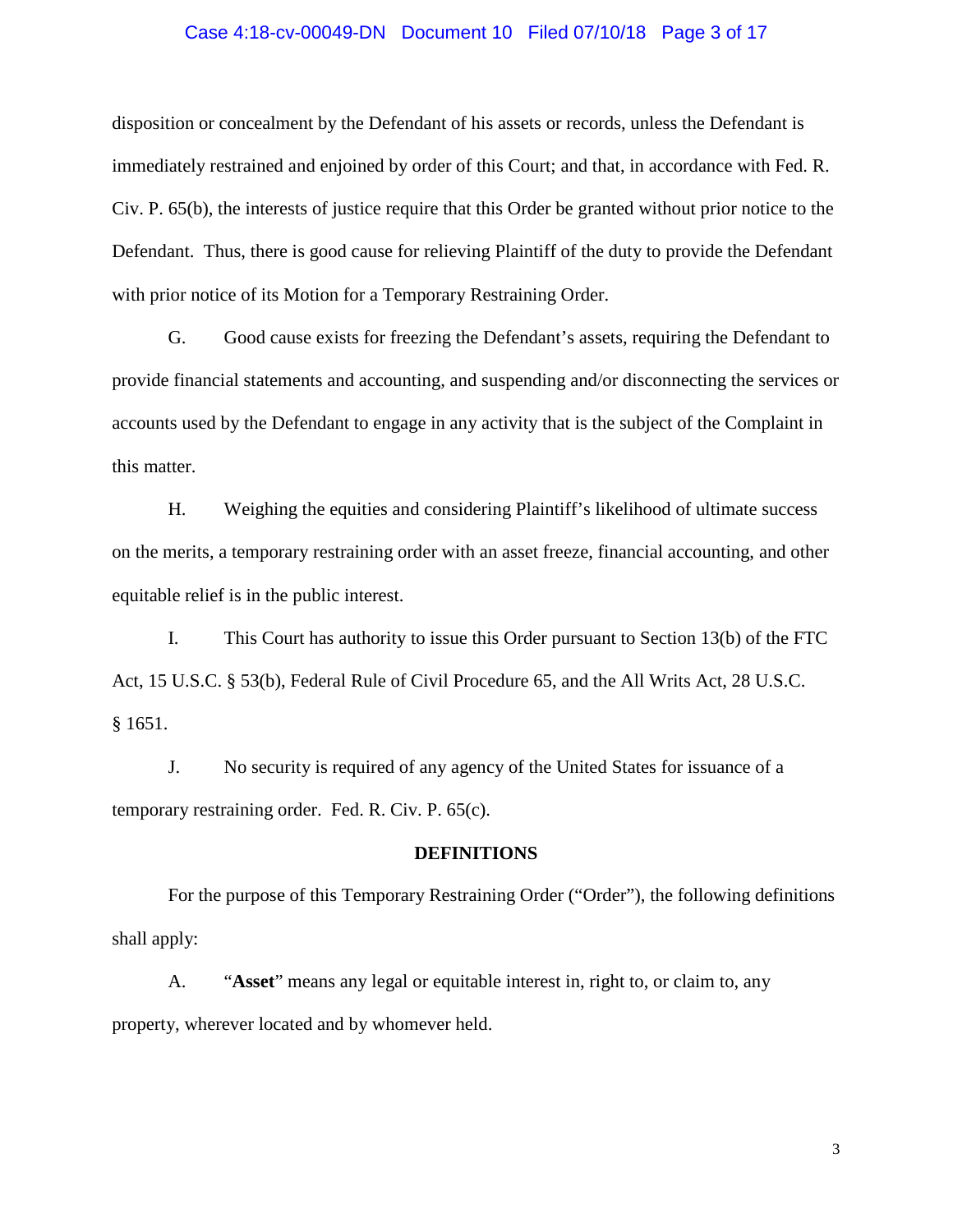disposition or concealment by the Defendant of his assets or records, unless the Defendant is immediately restrained and enjoined by order of this Court; and that, in accordance with Fed. R. Civ. P. 65(b), the interests of justice require that this Order be granted without prior notice to the Defendant. Thus, there is good cause for relieving Plaintiff of the duty to provide the Defendant with prior notice of its Motion for a Temporary Restraining Order.

G. Good cause exists for freezing the Defendant's assets, requiring the Defendant to provide financial statements and accounting, and suspending and/or disconnecting the services or accounts used by the Defendant to engage in any activity that is the subject of the Complaint in this matter.

H. Weighing the equities and considering Plaintiff's likelihood of ultimate success on the merits, a temporary restraining order with an asset freeze, financial accounting, and other equitable relief is in the public interest.

I. This Court has authority to issue this Order pursuant to Section 13(b) of the FTC Act, 15 U.S.C. § 53(b), Federal Rule of Civil Procedure 65, and the All Writs Act, 28 U.S.C. § 1651.

J. No security is required of any agency of the United States for issuance of a temporary restraining order. Fed. R. Civ. P. 65(c).

## DEFINITIONS

For the purpose of this Temporary Restraining Order ("Order"), the following definitions shall apply:

A. "**Asset**" means any legal or equitable interest in, right to, or claim to, any property, wherever located and by whomever held.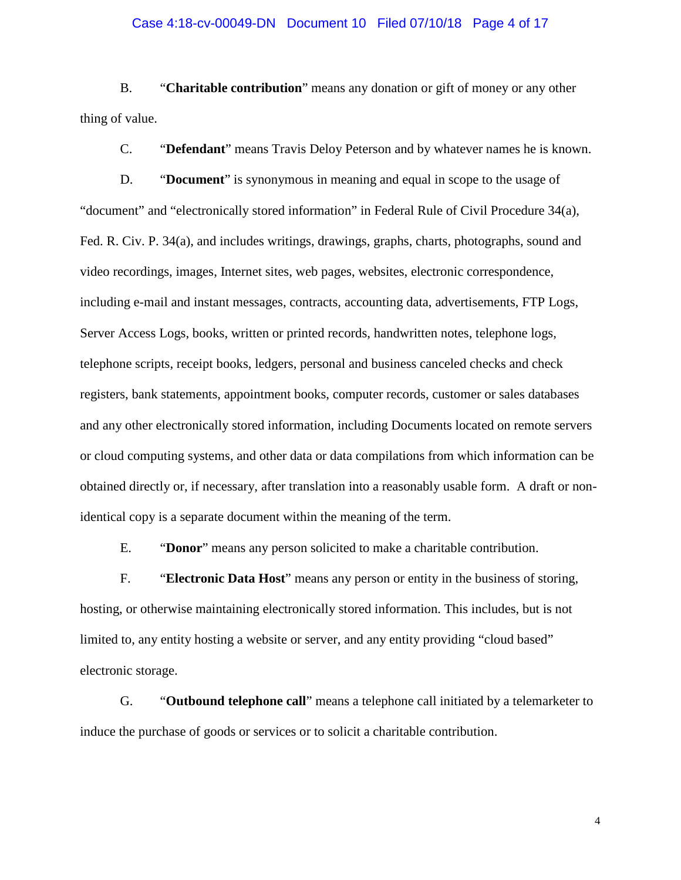B. "**Charitable contribution**" means any donation or gift of money or any other thing of value.

C. "**Defendant**" means Travis Deloy Peterson and by whatever names he is known.

D. "**Document**" is synonymous in meaning and equal in scope to the usage of "document" and "electronically stored information" in Federal Rule of Civil Procedure 34(a), Fed. R. Civ. P. 34(a), and includes writings, drawings, graphs, charts, photographs, sound and video recordings, images, Internet sites, web pages, websites, electronic correspondence, including e-mail and instant messages, contracts, accounting data, advertisements, FTP Logs, Server Access Logs, books, written or printed records, handwritten notes, telephone logs, telephone scripts, receipt books, ledgers, personal and business canceled checks and check registers, bank statements, appointment books, computer records, customer or sales databases and any other electronically stored information, including Documents located on remote servers or cloud computing systems, and other data or data compilations from which information can be obtained directly or, if necessary, after translation into a reasonably usable form. A draft or non-identical copy is a separate document within the meaning of the term.

E. "**Donor**" means any person solicited to make a charitable contribution.

F. "**Electronic Data Host**" means any person or entity in the business of storing, hosting, or otherwise maintaining electronically stored information. This includes, but is not limited to, any entity hosting a website or server, and any entity providing "cloud based" electronic storage.

G. "**Outbound telephone call**" means a telephone call initiated by a telemarketer to induce the purchase of goods or services or to solicit a charitable contribution.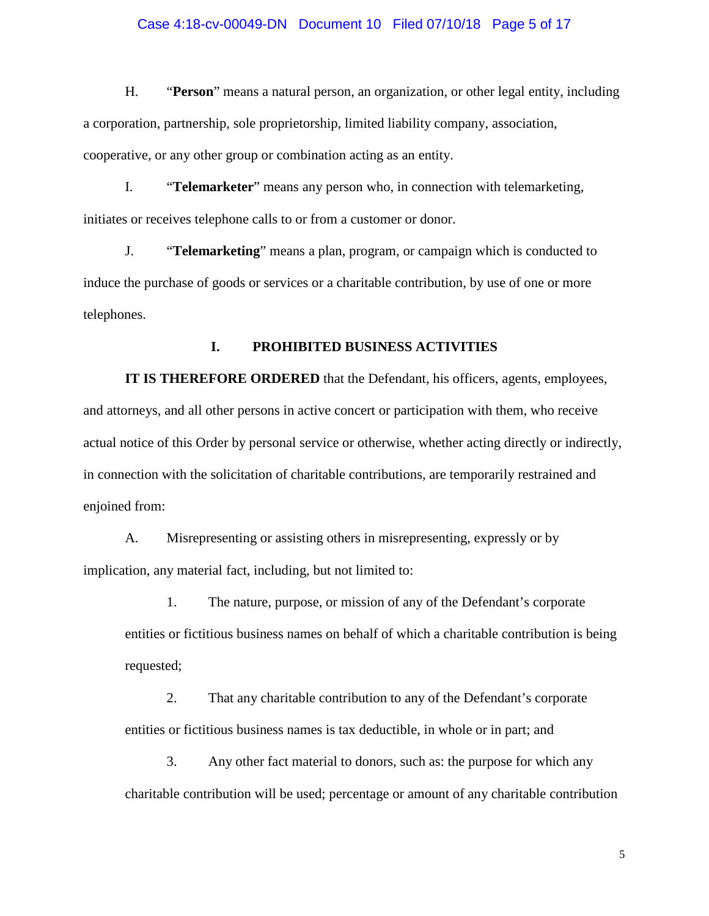H. "**Person**" means a natural person, an organization, or other legal entity, including a corporation, partnership, sole proprietorship, limited liability company, association, cooperative, or any other group or combination acting as an entity.

I. "**Telemarketer**" means any person who, in connection with telemarketing, initiates or receives telephone calls to or from a customer or donor.

J. "**Telemarketing**" means a plan, program, or campaign which is conducted to induce the purchase of goods or services or a charitable contribution, by use of one or more telephones.

## I. PROHIBITED BUSINESS ACTIVITIES

**IT IS THEREFORE ORDERED** that the Defendant, his officers, agents, employees, and attorneys, and all other persons in active concert or participation with them, who receive actual notice of this Order by personal service or otherwise, whether acting directly or indirectly, in connection with the solicitation of charitable contributions, are temporarily restrained and enjoined from:

A. Misrepresenting or assisting others in misrepresenting, expressly or by implication, any material fact, including, but not limited to:

1. The nature, purpose, or mission of any of the Defendant's corporate entities or fictitious business names on behalf of which a charitable contribution is being requested;

2. That any charitable contribution to any of the Defendant's corporate entities or fictitious business names is tax deductible, in whole or in part; and

3. Any other fact material to donors, such as: the purpose for which any charitable contribution will be used; percentage or amount of any charitable contribution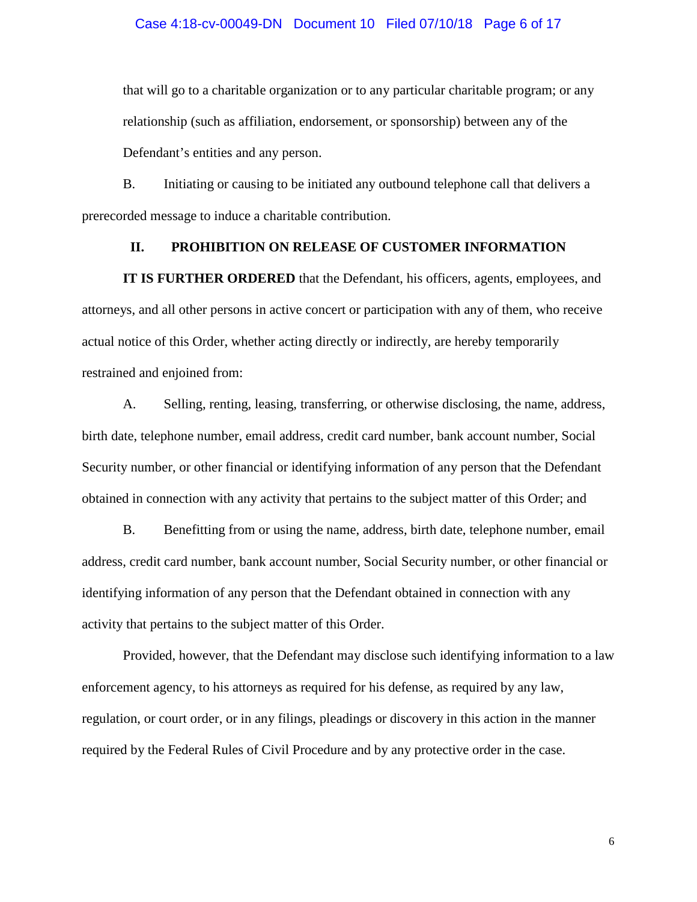that will go to a charitable organization or to any particular charitable program; or any relationship (such as affiliation, endorsement, or sponsorship) between any of the Defendant's entities and any person.

B. Initiating or causing to be initiated any outbound telephone call that delivers a prerecorded message to induce a charitable contribution.

## II. PROHIBITION ON RELEASE OF CUSTOMER INFORMATION

**IT IS FURTHER ORDERED** that the Defendant, his officers, agents, employees, and attorneys, and all other persons in active concert or participation with any of them, who receive actual notice of this Order, whether acting directly or indirectly, are hereby temporarily restrained and enjoined from:

A. Selling, renting, leasing, transferring, or otherwise disclosing, the name, address, birth date, telephone number, email address, credit card number, bank account number, Social Security number, or other financial or identifying information of any person that the Defendant obtained in connection with any activity that pertains to the subject matter of this Order; and

B. Benefitting from or using the name, address, birth date, telephone number, email address, credit card number, bank account number, Social Security number, or other financial or identifying information of any person that the Defendant obtained in connection with any activity that pertains to the subject matter of this Order.

Provided, however, that the Defendant may disclose such identifying information to a law enforcement agency, to his attorneys as required for his defense, as required by any law, regulation, or court order, or in any filings, pleadings or discovery in this action in the manner required by the Federal Rules of Civil Procedure and by any protective order in the case.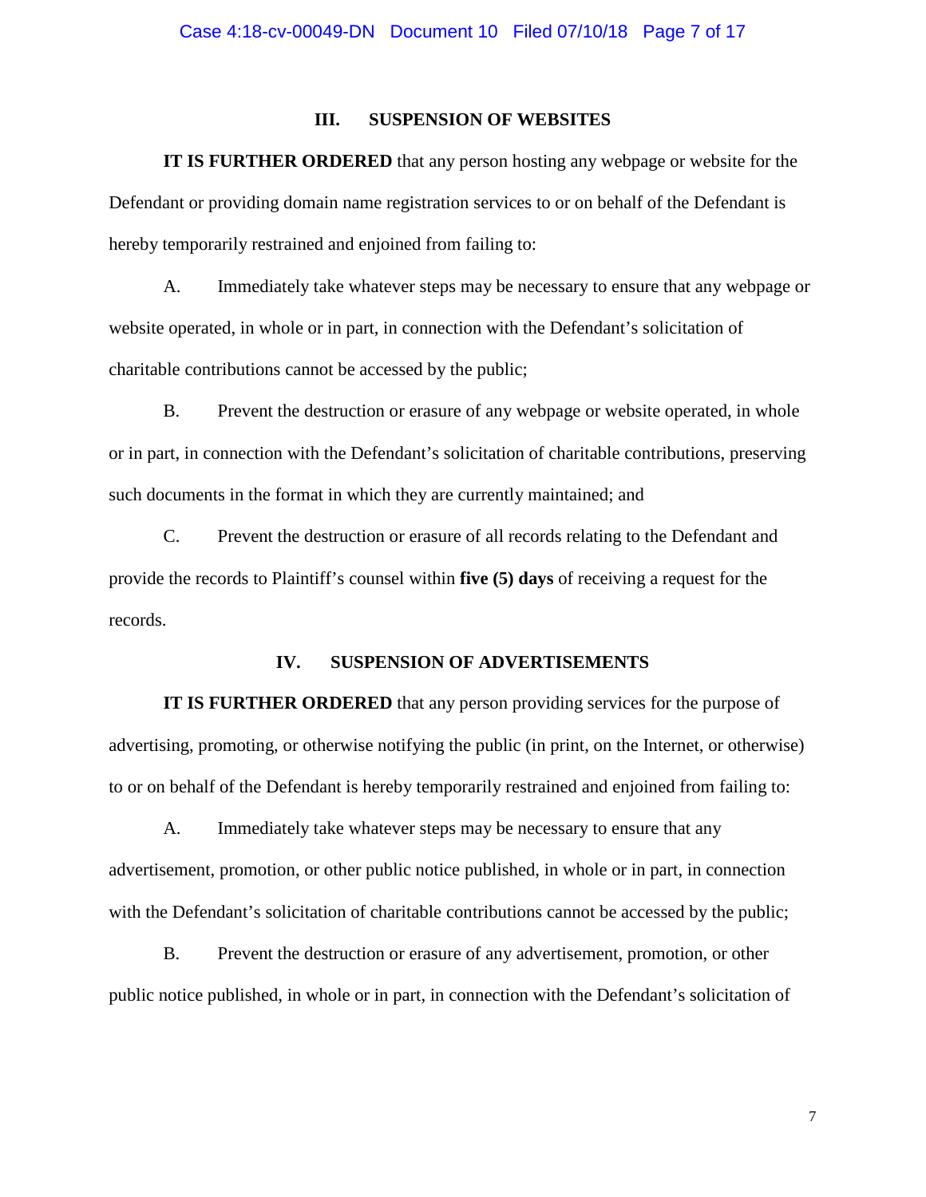### III. SUSPENSION OF WEBSITES

**IT IS FURTHER ORDERED** that any person hosting any webpage or website for the Defendant or providing domain name registration services to or on behalf of the Defendant is hereby temporarily restrained and enjoined from failing to:

A. Immediately take whatever steps may be necessary to ensure that any webpage or website operated, in whole or in part, in connection with the Defendant's solicitation of charitable contributions cannot be accessed by the public;

B. Prevent the destruction or erasure of any webpage or website operated, in whole or in part, in connection with the Defendant's solicitation of charitable contributions, preserving such documents in the format in which they are currently maintained; and

C. Prevent the destruction or erasure of all records relating to the Defendant and provide the records to Plaintiff's counsel within **five (5) days** of receiving a request for the records.

### IV. SUSPENSION OF ADVERTISEMENTS

**IT IS FURTHER ORDERED** that any person providing services for the purpose of advertising, promoting, or otherwise notifying the public (in print, on the Internet, or otherwise) to or on behalf of the Defendant is hereby temporarily restrained and enjoined from failing to:

A. Immediately take whatever steps may be necessary to ensure that any advertisement, promotion, or other public notice published, in whole or in part, in connection with the Defendant's solicitation of charitable contributions cannot be accessed by the public;

B. Prevent the destruction or erasure of any advertisement, promotion, or other public notice published, in whole or in part, in connection with the Defendant's solicitation of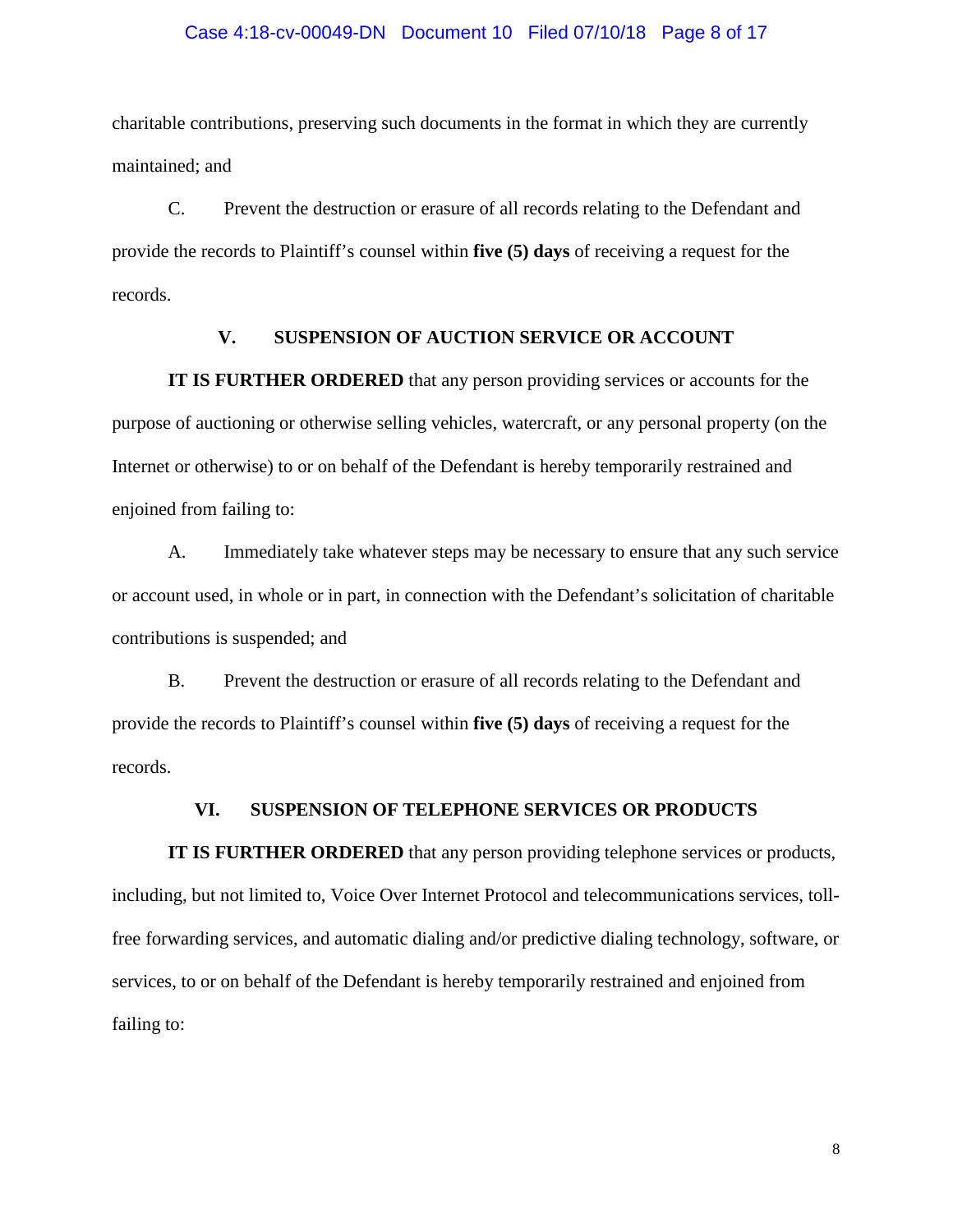charitable contributions, preserving such documents in the format in which they are currently maintained; and

C. Prevent the destruction or erasure of all records relating to the Defendant and provide the records to Plaintiff's counsel within **five (5) days** of receiving a request for the records.

## V. SUSPENSION OF AUCTION SERVICE OR ACCOUNT

**IT IS FURTHER ORDERED** that any person providing services or accounts for the purpose of auctioning or otherwise selling vehicles, watercraft, or any personal property (on the Internet or otherwise) to or on behalf of the Defendant is hereby temporarily restrained and enjoined from failing to:

A. Immediately take whatever steps may be necessary to ensure that any such service or account used, in whole or in part, in connection with the Defendant's solicitation of charitable contributions is suspended; and

B. Prevent the destruction or erasure of all records relating to the Defendant and provide the records to Plaintiff's counsel within **five (5) days** of receiving a request for the records.

## VI. SUSPENSION OF TELEPHONE SERVICES OR PRODUCTS

**IT IS FURTHER ORDERED** that any person providing telephone services or products, including, but not limited to, Voice Over Internet Protocol and telecommunications services, toll-free forwarding services, and automatic dialing and/or predictive dialing technology, software, or services, to or on behalf of the Defendant is hereby temporarily restrained and enjoined from failing to: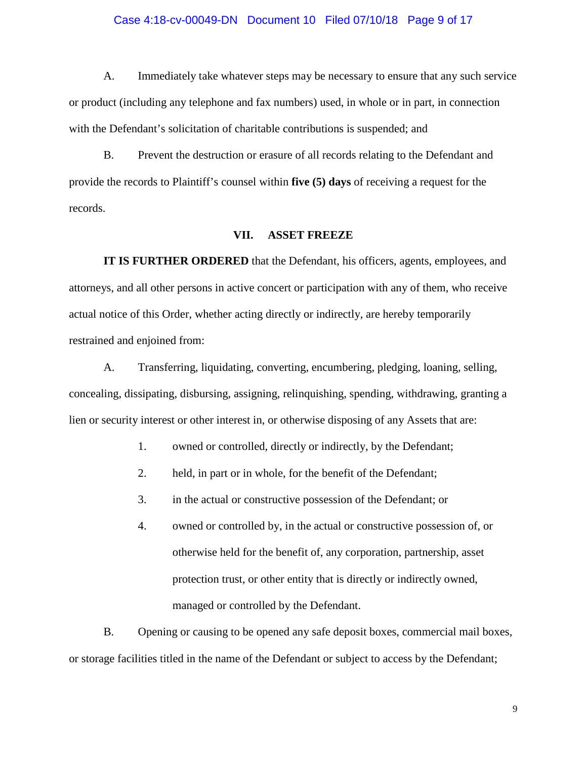A. Immediately take whatever steps may be necessary to ensure that any such service or product (including any telephone and fax numbers) used, in whole or in part, in connection with the Defendant's solicitation of charitable contributions is suspended; and

B. Prevent the destruction or erasure of all records relating to the Defendant and provide the records to Plaintiff's counsel within **five (5) days** of receiving a request for the records.

## VII. ASSET FREEZE

**IT IS FURTHER ORDERED** that the Defendant, his officers, agents, employees, and attorneys, and all other persons in active concert or participation with any of them, who receive actual notice of this Order, whether acting directly or indirectly, are hereby temporarily restrained and enjoined from:

A. Transferring, liquidating, converting, encumbering, pledging, loaning, selling, concealing, dissipating, disbursing, assigning, relinquishing, spending, withdrawing, granting a lien or security interest or other interest in, or otherwise disposing of any Assets that are:

1. owned or controlled, directly or indirectly, by the Defendant;
2. held, in part or in whole, for the benefit of the Defendant;
3. in the actual or constructive possession of the Defendant; or
4. owned or controlled by, in the actual or constructive possession of, or otherwise held for the benefit of, any corporation, partnership, asset protection trust, or other entity that is directly or indirectly owned, managed or controlled by the Defendant.

B. Opening or causing to be opened any safe deposit boxes, commercial mail boxes, or storage facilities titled in the name of the Defendant or subject to access by the Defendant;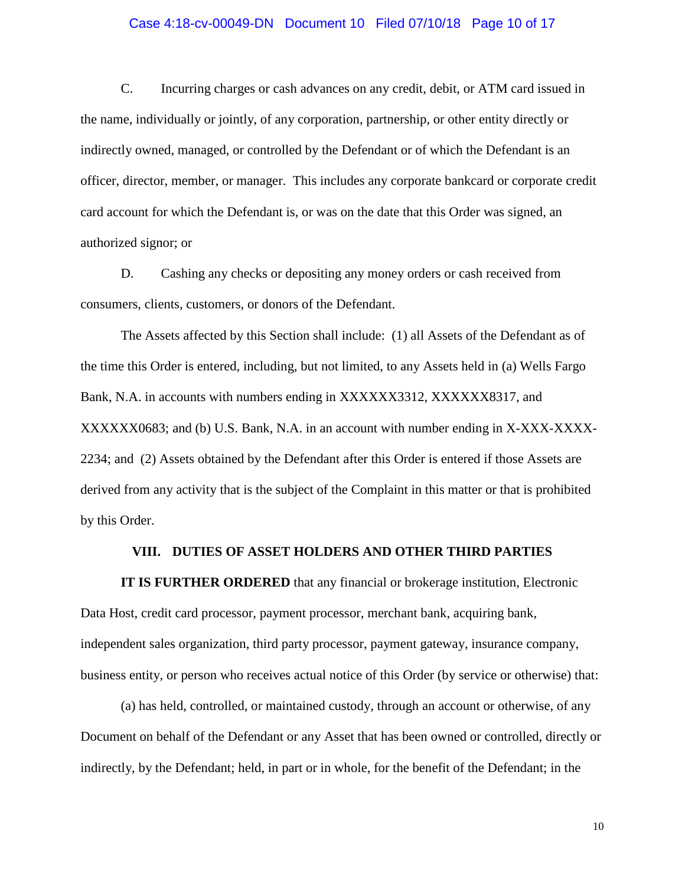C. Incurring charges or cash advances on any credit, debit, or ATM card issued in the name, individually or jointly, of any corporation, partnership, or other entity directly or indirectly owned, managed, or controlled by the Defendant or of which the Defendant is an officer, director, member, or manager. This includes any corporate bankcard or corporate credit card account for which the Defendant is, or was on the date that this Order was signed, an authorized signor; or

D. Cashing any checks or depositing any money orders or cash received from consumers, clients, customers, or donors of the Defendant.

The Assets affected by this Section shall include: (1) all Assets of the Defendant as of the time this Order is entered, including, but not limited, to any Assets held in (a) Wells Fargo Bank, N.A. in accounts with numbers ending in XXXXXX3312, XXXXXX8317, and XXXXXX0683; and (b) U.S. Bank, N.A. in an account with number ending in X-XXX-XXXX-2234; and (2) Assets obtained by the Defendant after this Order is entered if those Assets are derived from any activity that is the subject of the Complaint in this matter or that is prohibited by this Order.

## VIII. DUTIES OF ASSET HOLDERS AND OTHER THIRD PARTIES

**IT IS FURTHER ORDERED** that any financial or brokerage institution, Electronic Data Host, credit card processor, payment processor, merchant bank, acquiring bank, independent sales organization, third party processor, payment gateway, insurance company, business entity, or person who receives actual notice of this Order (by service or otherwise) that:

(a) has held, controlled, or maintained custody, through an account or otherwise, of any Document on behalf of the Defendant or any Asset that has been owned or controlled, directly or indirectly, by the Defendant; held, in part or in whole, for the benefit of the Defendant; in the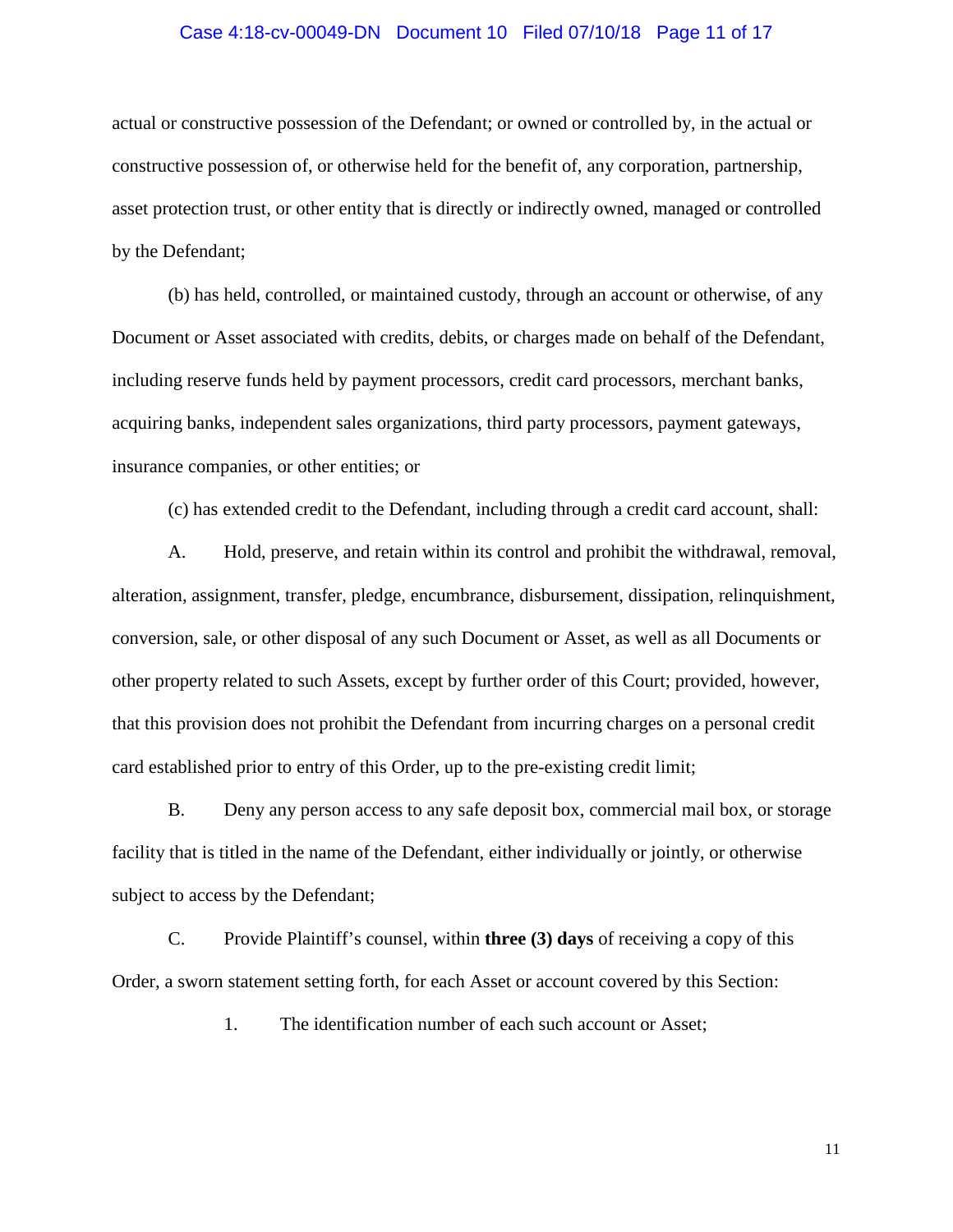actual or constructive possession of the Defendant; or owned or controlled by, in the actual or constructive possession of, or otherwise held for the benefit of, any corporation, partnership, asset protection trust, or other entity that is directly or indirectly owned, managed or controlled by the Defendant;

(b) has held, controlled, or maintained custody, through an account or otherwise, of any Document or Asset associated with credits, debits, or charges made on behalf of the Defendant, including reserve funds held by payment processors, credit card processors, merchant banks, acquiring banks, independent sales organizations, third party processors, payment gateways, insurance companies, or other entities; or

(c) has extended credit to the Defendant, including through a credit card account, shall:

A. Hold, preserve, and retain within its control and prohibit the withdrawal, removal, alteration, assignment, transfer, pledge, encumbrance, disbursement, dissipation, relinquishment, conversion, sale, or other disposal of any such Document or Asset, as well as all Documents or other property related to such Assets, except by further order of this Court; provided, however, that this provision does not prohibit the Defendant from incurring charges on a personal credit card established prior to entry of this Order, up to the pre-existing credit limit;

B. Deny any person access to any safe deposit box, commercial mail box, or storage facility that is titled in the name of the Defendant, either individually or jointly, or otherwise subject to access by the Defendant;

C. Provide Plaintiff's counsel, within **three (3) days** of receiving a copy of this Order, a sworn statement setting forth, for each Asset or account covered by this Section:

1. The identification number of each such account or Asset;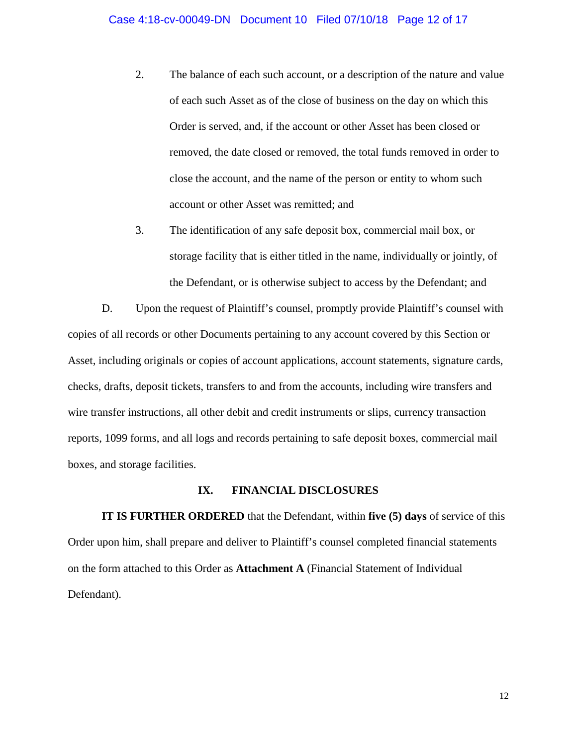2. The balance of each such account, or a description of the nature and value of each such Asset as of the close of business on the day on which this Order is served, and, if the account or other Asset has been closed or removed, the date closed or removed, the total funds removed in order to close the account, and the name of the person or entity to whom such account or other Asset was remitted; and

3. The identification of any safe deposit box, commercial mail box, or storage facility that is either titled in the name, individually or jointly, of the Defendant, or is otherwise subject to access by the Defendant; and

D. Upon the request of Plaintiff's counsel, promptly provide Plaintiff's counsel with copies of all records or other Documents pertaining to any account covered by this Section or Asset, including originals or copies of account applications, account statements, signature cards, checks, drafts, deposit tickets, transfers to and from the accounts, including wire transfers and wire transfer instructions, all other debit and credit instruments or slips, currency transaction reports, 1099 forms, and all logs and records pertaining to safe deposit boxes, commercial mail boxes, and storage facilities.

## IX. FINANCIAL DISCLOSURES

**IT IS FURTHER ORDERED** that the Defendant, within **five (5) days** of service of this Order upon him, shall prepare and deliver to Plaintiff's counsel completed financial statements on the form attached to this Order as **Attachment A** (Financial Statement of Individual Defendant).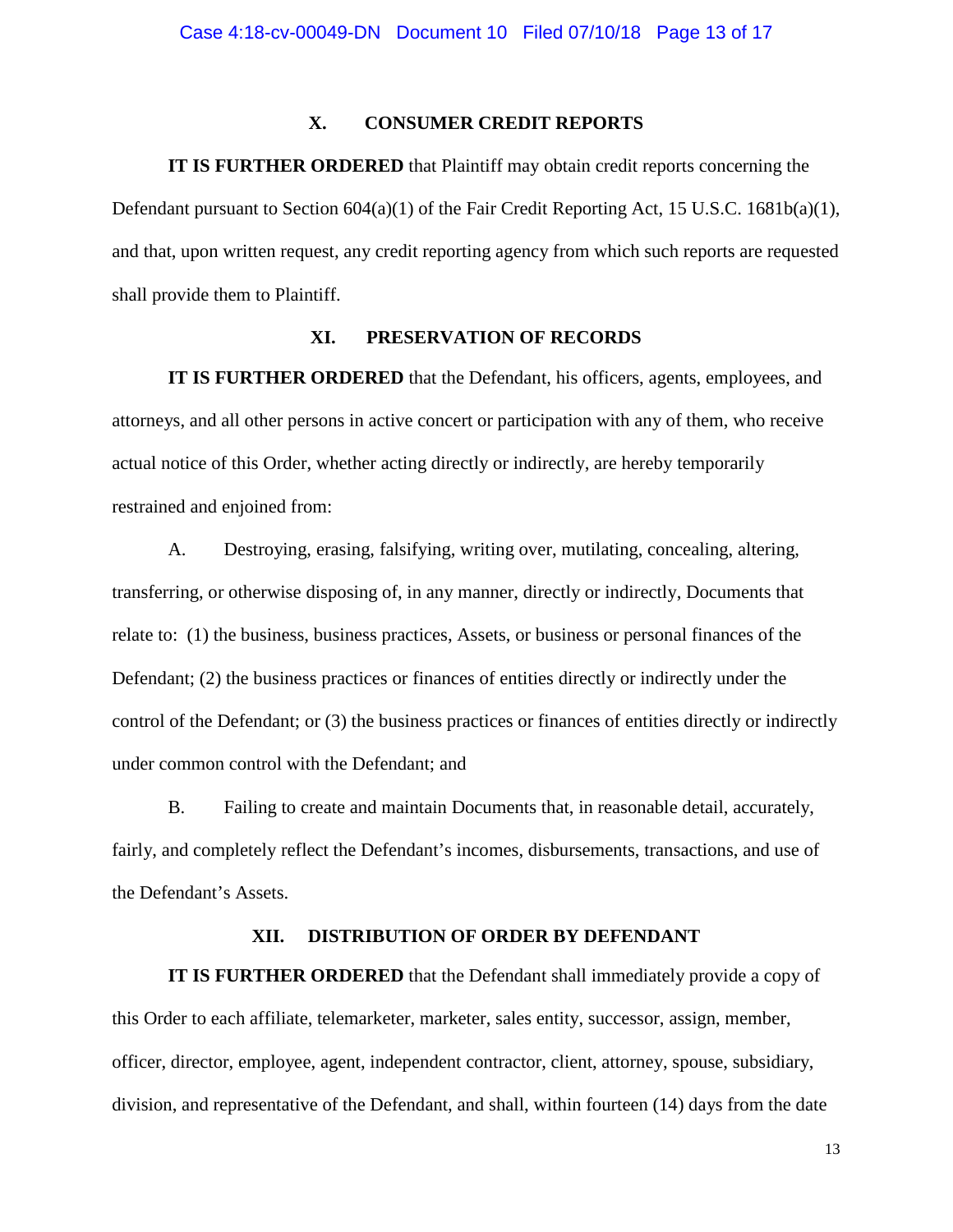## X. CONSUMER CREDIT REPORTS

**IT IS FURTHER ORDERED** that Plaintiff may obtain credit reports concerning the Defendant pursuant to Section 604(a)(1) of the Fair Credit Reporting Act, 15 U.S.C. 1681b(a)(1), and that, upon written request, any credit reporting agency from which such reports are requested shall provide them to Plaintiff.

## XI. PRESERVATION OF RECORDS

**IT IS FURTHER ORDERED** that the Defendant, his officers, agents, employees, and attorneys, and all other persons in active concert or participation with any of them, who receive actual notice of this Order, whether acting directly or indirectly, are hereby temporarily restrained and enjoined from:

A. Destroying, erasing, falsifying, writing over, mutilating, concealing, altering, transferring, or otherwise disposing of, in any manner, directly or indirectly, Documents that relate to: (1) the business, business practices, Assets, or business or personal finances of the Defendant; (2) the business practices or finances of entities directly or indirectly under the control of the Defendant; or (3) the business practices or finances of entities directly or indirectly under common control with the Defendant; and

B. Failing to create and maintain Documents that, in reasonable detail, accurately, fairly, and completely reflect the Defendant's incomes, disbursements, transactions, and use of the Defendant's Assets.

## XII. DISTRIBUTION OF ORDER BY DEFENDANT

**IT IS FURTHER ORDERED** that the Defendant shall immediately provide a copy of this Order to each affiliate, telemarketer, marketer, sales entity, successor, assign, member, officer, director, employee, agent, independent contractor, client, attorney, spouse, subsidiary, division, and representative of the Defendant, and shall, within fourteen (14) days from the date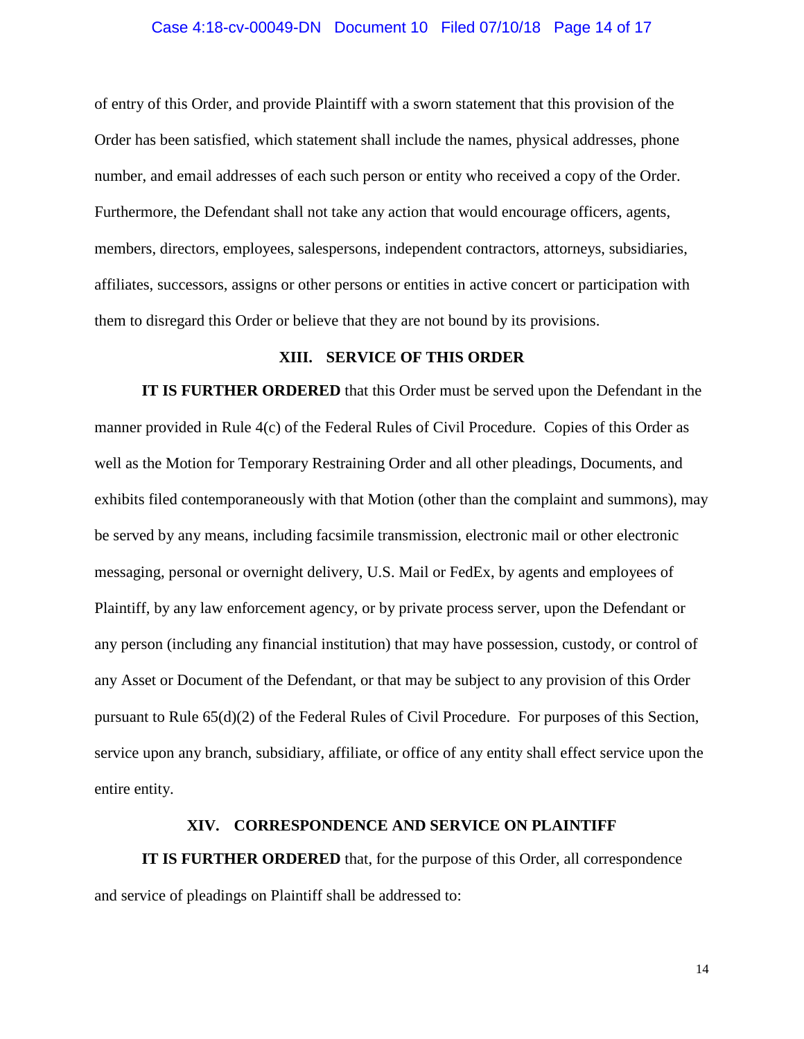of entry of this Order, and provide Plaintiff with a sworn statement that this provision of the Order has been satisfied, which statement shall include the names, physical addresses, phone number, and email addresses of each such person or entity who received a copy of the Order. Furthermore, the Defendant shall not take any action that would encourage officers, agents, members, directors, employees, salespersons, independent contractors, attorneys, subsidiaries, affiliates, successors, assigns or other persons or entities in active concert or participation with them to disregard this Order or believe that they are not bound by its provisions.

## XIII. SERVICE OF THIS ORDER

**IT IS FURTHER ORDERED** that this Order must be served upon the Defendant in the manner provided in Rule 4(c) of the Federal Rules of Civil Procedure. Copies of this Order as well as the Motion for Temporary Restraining Order and all other pleadings, Documents, and exhibits filed contemporaneously with that Motion (other than the complaint and summons), may be served by any means, including facsimile transmission, electronic mail or other electronic messaging, personal or overnight delivery, U.S. Mail or FedEx, by agents and employees of Plaintiff, by any law enforcement agency, or by private process server, upon the Defendant or any person (including any financial institution) that may have possession, custody, or control of any Asset or Document of the Defendant, or that may be subject to any provision of this Order pursuant to Rule 65(d)(2) of the Federal Rules of Civil Procedure. For purposes of this Section, service upon any branch, subsidiary, affiliate, or office of any entity shall effect service upon the entire entity.

## XIV. CORRESPONDENCE AND SERVICE ON PLAINTIFF

**IT IS FURTHER ORDERED** that, for the purpose of this Order, all correspondence and service of pleadings on Plaintiff shall be addressed to: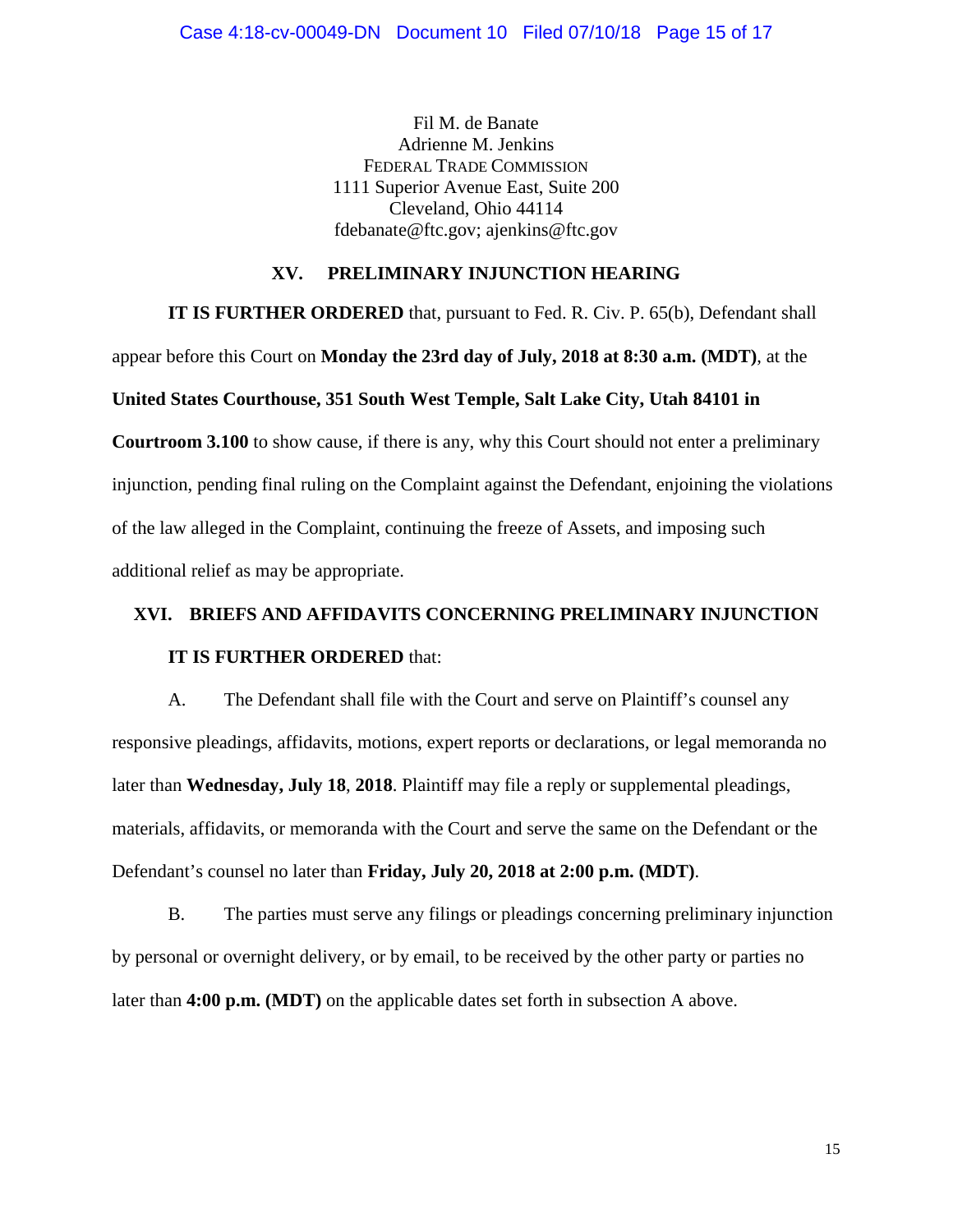Fil M. de Banate
Adrienne M. Jenkins
FEDERAL TRADE COMMISSION
1111 Superior Avenue East, Suite 200
Cleveland, Ohio 44114
fdebanate@ftc.gov; ajenkins@ftc.gov

## XV. PRELIMINARY INJUNCTION HEARING

**IT IS FURTHER ORDERED** that, pursuant to Fed. R. Civ. P. 65(b), Defendant shall appear before this Court on **Monday the 23rd day of July, 2018 at 8:30 a.m. (MDT)**, at the **United States Courthouse, 351 South West Temple, Salt Lake City, Utah 84101 in Courtroom 3.100** to show cause, if there is any, why this Court should not enter a preliminary injunction, pending final ruling on the Complaint against the Defendant, enjoining the violations of the law alleged in the Complaint, continuing the freeze of Assets, and imposing such additional relief as may be appropriate.

## XVI. BRIEFS AND AFFIDAVITS CONCERNING PRELIMINARY INJUNCTION

**IT IS FURTHER ORDERED** that:

A. The Defendant shall file with the Court and serve on Plaintiff's counsel any responsive pleadings, affidavits, motions, expert reports or declarations, or legal memoranda no later than **Wednesday, July 18**, **2018**. Plaintiff may file a reply or supplemental pleadings, materials, affidavits, or memoranda with the Court and serve the same on the Defendant or the Defendant's counsel no later than **Friday, July 20, 2018 at 2:00 p.m. (MDT)**.

B. The parties must serve any filings or pleadings concerning preliminary injunction by personal or overnight delivery, or by email, to be received by the other party or parties no later than **4:00 p.m. (MDT)** on the applicable dates set forth in subsection A above.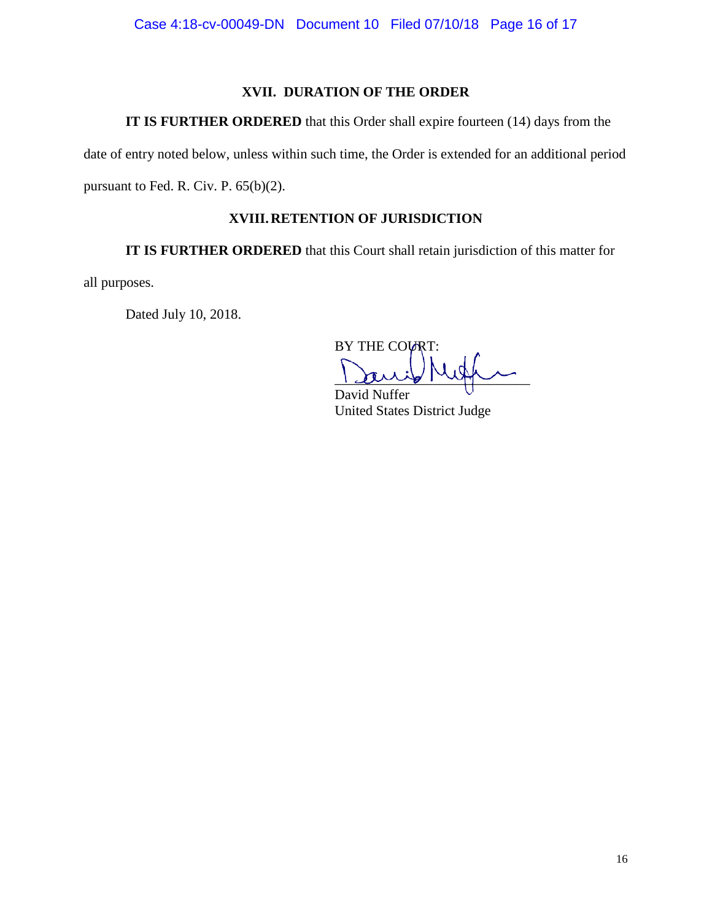## XVII. DURATION OF THE ORDER

**IT IS FURTHER ORDERED** that this Order shall expire fourteen (14) days from the date of entry noted below, unless within such time, the Order is extended for an additional period pursuant to Fed. R. Civ. P. 65(b)(2).

## XVIII. RETENTION OF JURISDICTION

**IT IS FURTHER ORDERED** that this Court shall retain jurisdiction of this matter for all purposes.

Dated July 10, 2018.

BY THE COURT:

David Nuffer
United States District Judge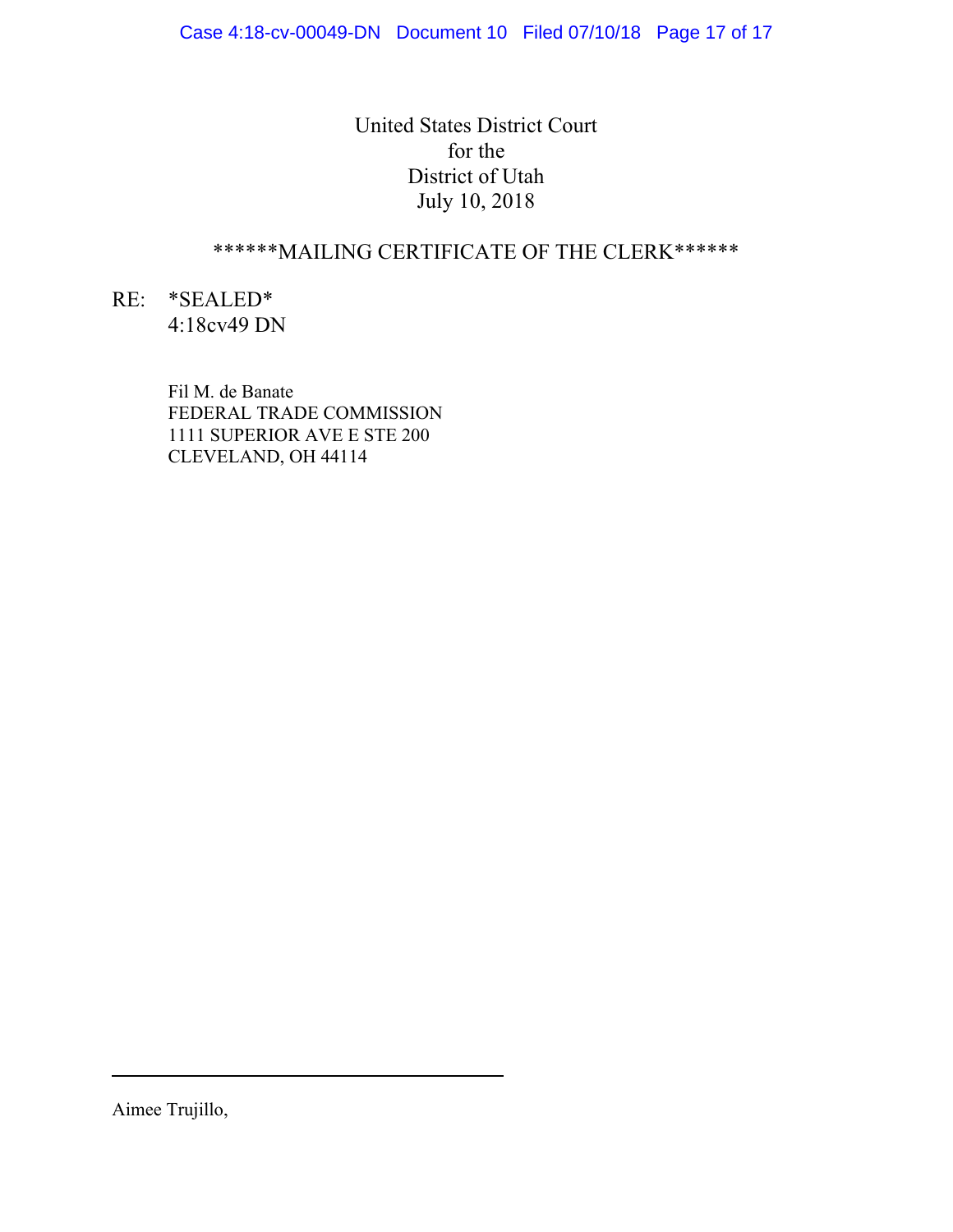United States District Court
for the
District of Utah
July 10, 2018

******MAILING CERTIFICATE OF THE CLERK******

RE: *SEALED*
4:18cv49 DN

Fil M. de Banate
FEDERAL TRADE COMMISSION
1111 SUPERIOR AVE E STE 200
CLEVELAND, OH 44114

---

Aimee Trujillo,